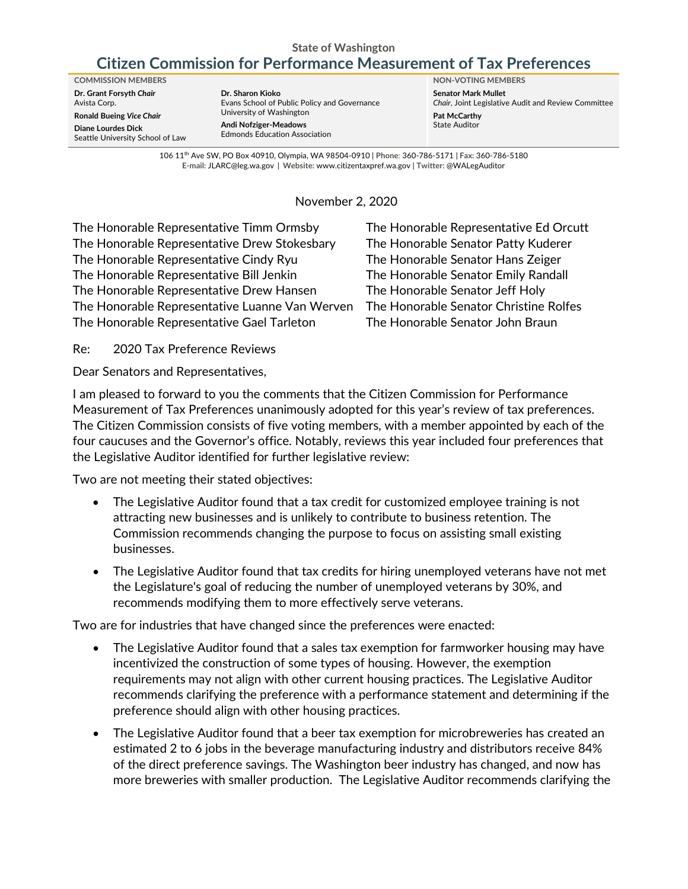State of Washington

# Citizen Commission for Performance Measurement of Tax Preferences

**COMMISSION MEMBERS**

**Dr. Grant Forsyth** ***Chair***
Avista Corp.

**Ronald Bueing** ***Vice Chair***

**Diane Lourdes Dick**
Seattle University School of Law

**Dr. Sharon Kioko**
Evans School of Public Policy and Governance
University of Washington

**Andi Nofziger-Meadows**
Edmonds Education Association

**NON-VOTING MEMBERS**

**Senator Mark Mullet**
*Chair*, Joint Legislative Audit and Review Committee

**Pat McCarthy**
State Auditor

106 11th Ave SW, PO Box 40910, Olympia, WA 98504-0910 | **Phone:** 360-786-5171 | **Fax:** 360-786-5180
**E-mail:** JLARC@leg.wa.gov | **Website:** www.citizentaxpref.wa.gov | **Twitter:** @WALegAuditor

November 2, 2020

The Honorable Representative Timm Ormsby
The Honorable Representative Drew Stokesbary
The Honorable Representative Cindy Ryu
The Honorable Representative Bill Jenkin
The Honorable Representative Drew Hansen
The Honorable Representative Luanne Van Werven
The Honorable Representative Gael Tarleton
The Honorable Representative Ed Orcutt
The Honorable Senator Patty Kuderer
The Honorable Senator Hans Zeiger
The Honorable Senator Emily Randall
The Honorable Senator Jeff Holy
The Honorable Senator Christine Rolfes
The Honorable Senator John Braun

Re: 2020 Tax Preference Reviews

Dear Senators and Representatives,

I am pleased to forward to you the comments that the Citizen Commission for Performance Measurement of Tax Preferences unanimously adopted for this year's review of tax preferences. The Citizen Commission consists of five voting members, with a member appointed by each of the four caucuses and the Governor's office. Notably, reviews this year included four preferences that the Legislative Auditor identified for further legislative review:

Two are not meeting their stated objectives:

- The Legislative Auditor found that a tax credit for customized employee training is not attracting new businesses and is unlikely to contribute to business retention. The Commission recommends changing the purpose to focus on assisting small existing businesses.
- The Legislative Auditor found that tax credits for hiring unemployed veterans have not met the Legislature's goal of reducing the number of unemployed veterans by 30%, and recommends modifying them to more effectively serve veterans.

Two are for industries that have changed since the preferences were enacted:

- The Legislative Auditor found that a sales tax exemption for farmworker housing may have incentivized the construction of some types of housing. However, the exemption requirements may not align with other current housing practices. The Legislative Auditor recommends clarifying the preference with a performance statement and determining if the preference should align with other housing practices.
- The Legislative Auditor found that a beer tax exemption for microbreweries has created an estimated 2 to 6 jobs in the beverage manufacturing industry and distributors receive 84% of the direct preference savings. The Washington beer industry has changed, and now has more breweries with smaller production. The Legislative Auditor recommends clarifying the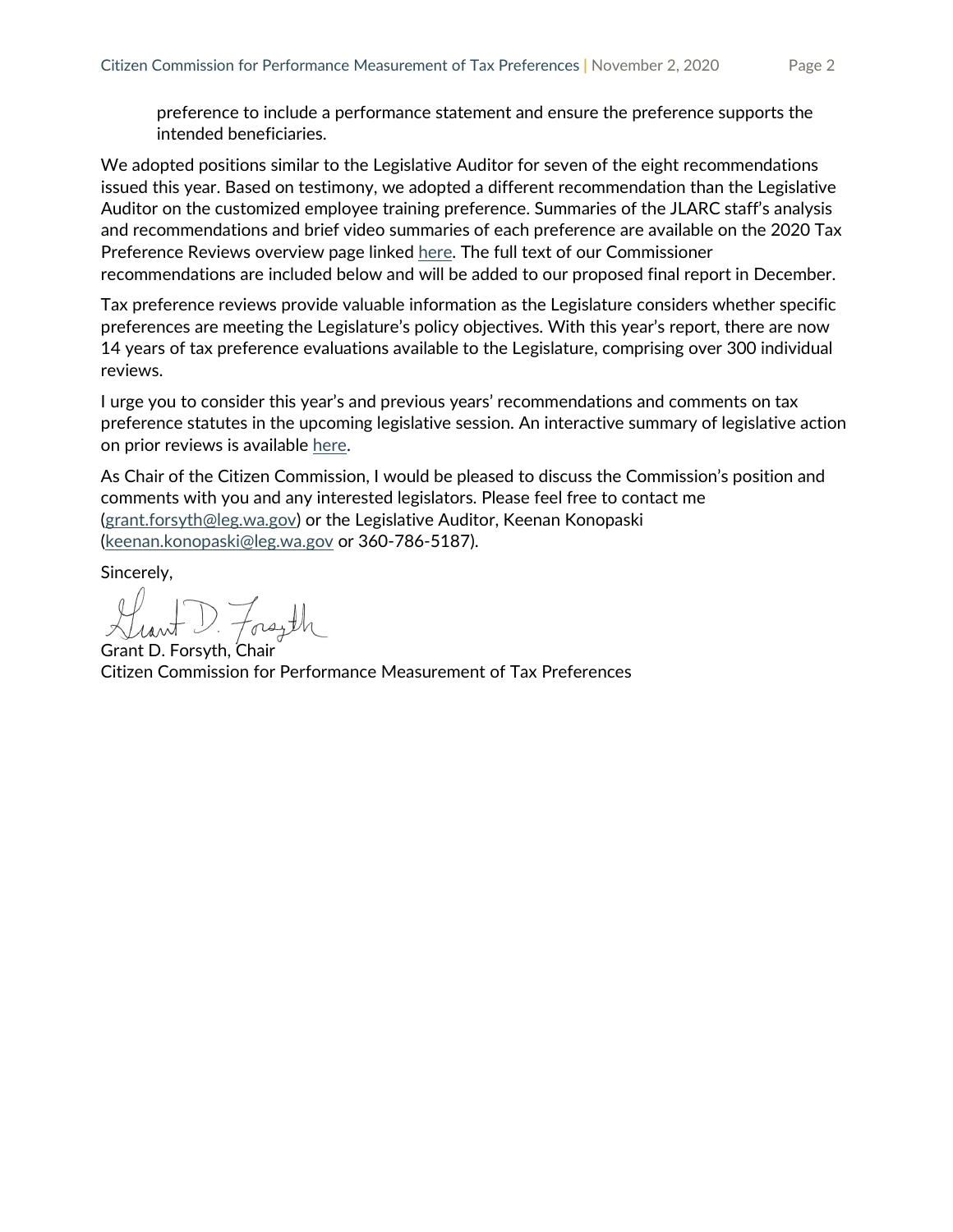preference to include a performance statement and ensure the preference supports the intended beneficiaries.

We adopted positions similar to the Legislative Auditor for seven of the eight recommendations issued this year. Based on testimony, we adopted a different recommendation than the Legislative Auditor on the customized employee training preference. Summaries of the JLARC staff's analysis and recommendations and brief video summaries of each preference are available on the 2020 Tax Preference Reviews overview page linked here. The full text of our Commissioner recommendations are included below and will be added to our proposed final report in December.

Tax preference reviews provide valuable information as the Legislature considers whether specific preferences are meeting the Legislature's policy objectives. With this year's report, there are now 14 years of tax preference evaluations available to the Legislature, comprising over 300 individual reviews.

I urge you to consider this year's and previous years' recommendations and comments on tax preference statutes in the upcoming legislative session. An interactive summary of legislative action on prior reviews is available here.

As Chair of the Citizen Commission, I would be pleased to discuss the Commission's position and comments with you and any interested legislators. Please feel free to contact me (grant.forsyth@leg.wa.gov) or the Legislative Auditor, Keenan Konopaski (keenan.konopaski@leg.wa.gov or 360-786-5187).

Sincerely,

Grant D. Forsyth, Chair
Citizen Commission for Performance Measurement of Tax Preferences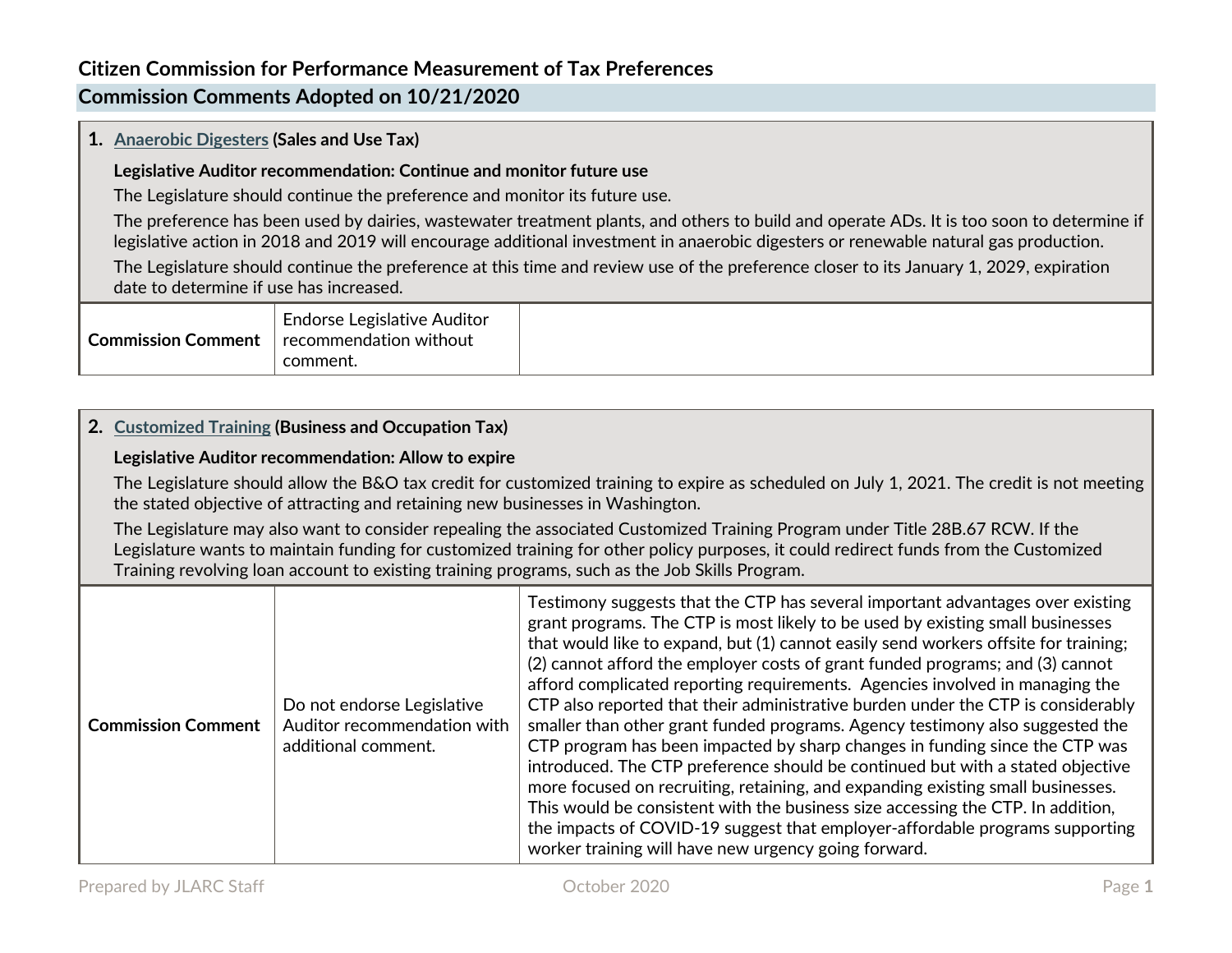# Citizen Commission for Performance Measurement of Tax Preferences

## Commission Comments Adopted on 10/21/2020

### 1. Anaerobic Digesters (Sales and Use Tax)

**Legislative Auditor recommendation: Continue and monitor future use**

The Legislature should continue the preference and monitor its future use.

The preference has been used by dairies, wastewater treatment plants, and others to build and operate ADs. It is too soon to determine if legislative action in 2018 and 2019 will encourage additional investment in anaerobic digesters or renewable natural gas production.

The Legislature should continue the preference at this time and review use of the preference closer to its January 1, 2029, expiration date to determine if use has increased.

| | | |
|---|---|---|
| **Commission Comment** | Endorse Legislative Auditor recommendation without comment. | |

### 2. Customized Training (Business and Occupation Tax)

**Legislative Auditor recommendation: Allow to expire**

The Legislature should allow the B&O tax credit for customized training to expire as scheduled on July 1, 2021. The credit is not meeting the stated objective of attracting and retaining new businesses in Washington.

The Legislature may also want to consider repealing the associated Customized Training Program under Title 28B.67 RCW. If the Legislature wants to maintain funding for customized training for other policy purposes, it could redirect funds from the Customized Training revolving loan account to existing training programs, such as the Job Skills Program.

| | | |
|---|---|---|
| **Commission Comment** | Do not endorse Legislative Auditor recommendation with additional comment. | Testimony suggests that the CTP has several important advantages over existing grant programs. The CTP is most likely to be used by existing small businesses that would like to expand, but (1) cannot easily send workers offsite for training; (2) cannot afford the employer costs of grant funded programs; and (3) cannot afford complicated reporting requirements. Agencies involved in managing the CTP also reported that their administrative burden under the CTP is considerably smaller than other grant funded programs. Agency testimony also suggested the CTP program has been impacted by sharp changes in funding since the CTP was introduced. The CTP preference should be continued but with a stated objective more focused on recruiting, retaining, and expanding existing small businesses. This would be consistent with the business size accessing the CTP. In addition, the impacts of COVID-19 suggest that employer-affordable programs supporting worker training will have new urgency going forward. |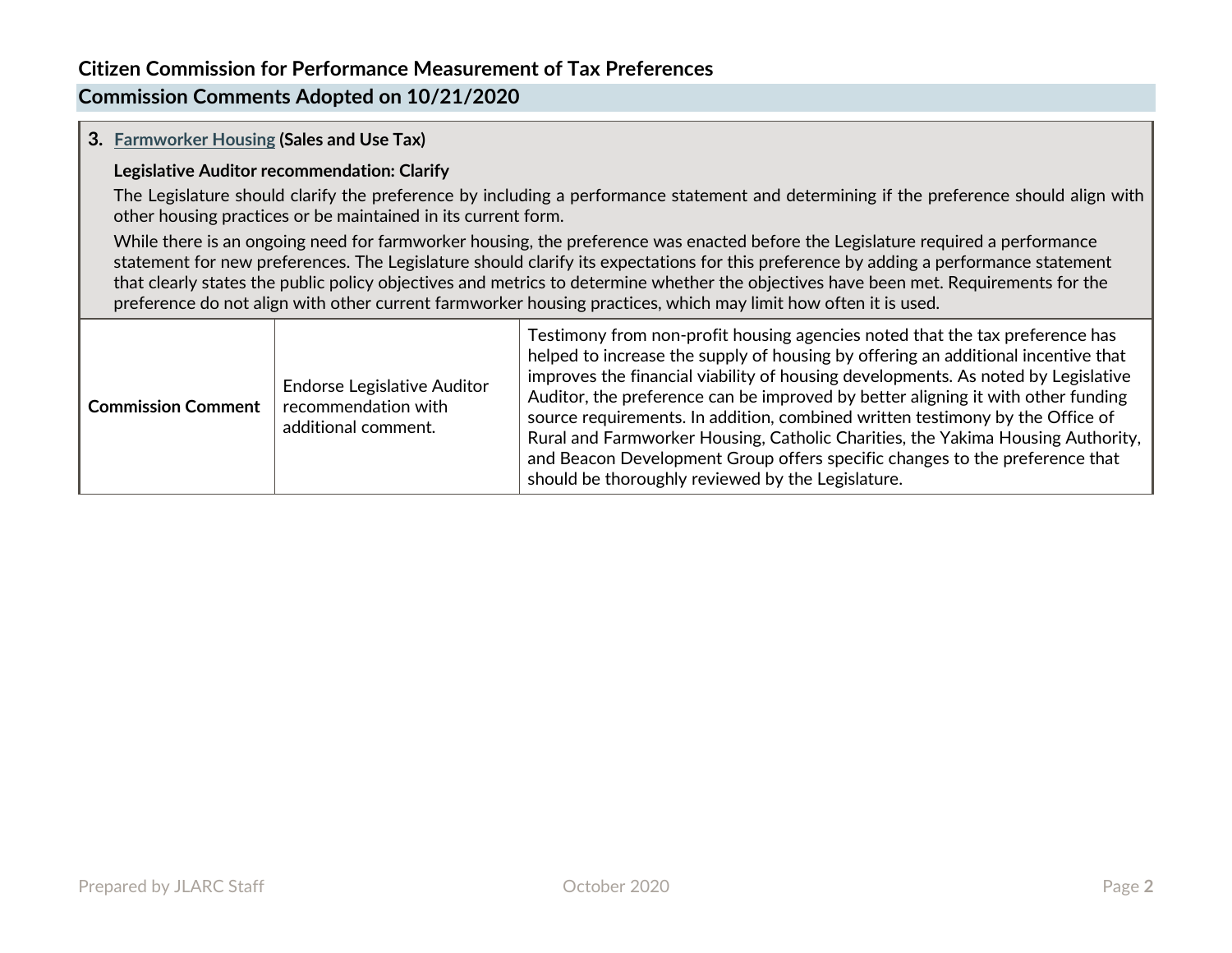## Citizen Commission for Performance Measurement of Tax Preferences

## Commission Comments Adopted on 10/21/2020

### 3. Farmworker Housing (Sales and Use Tax)

**Legislative Auditor recommendation: Clarify**

The Legislature should clarify the preference by including a performance statement and determining if the preference should align with other housing practices or be maintained in its current form.

While there is an ongoing need for farmworker housing, the preference was enacted before the Legislature required a performance statement for new preferences. The Legislature should clarify its expectations for this preference by adding a performance statement that clearly states the public policy objectives and metrics to determine whether the objectives have been met. Requirements for the preference do not align with other current farmworker housing practices, which may limit how often it is used.

| | | |
|---|---|---|
| **Commission Comment** | Endorse Legislative Auditor recommendation with additional comment. | Testimony from non-profit housing agencies noted that the tax preference has helped to increase the supply of housing by offering an additional incentive that improves the financial viability of housing developments. As noted by Legislative Auditor, the preference can be improved by better aligning it with other funding source requirements. In addition, combined written testimony by the Office of Rural and Farmworker Housing, Catholic Charities, the Yakima Housing Authority, and Beacon Development Group offers specific changes to the preference that should be thoroughly reviewed by the Legislature. |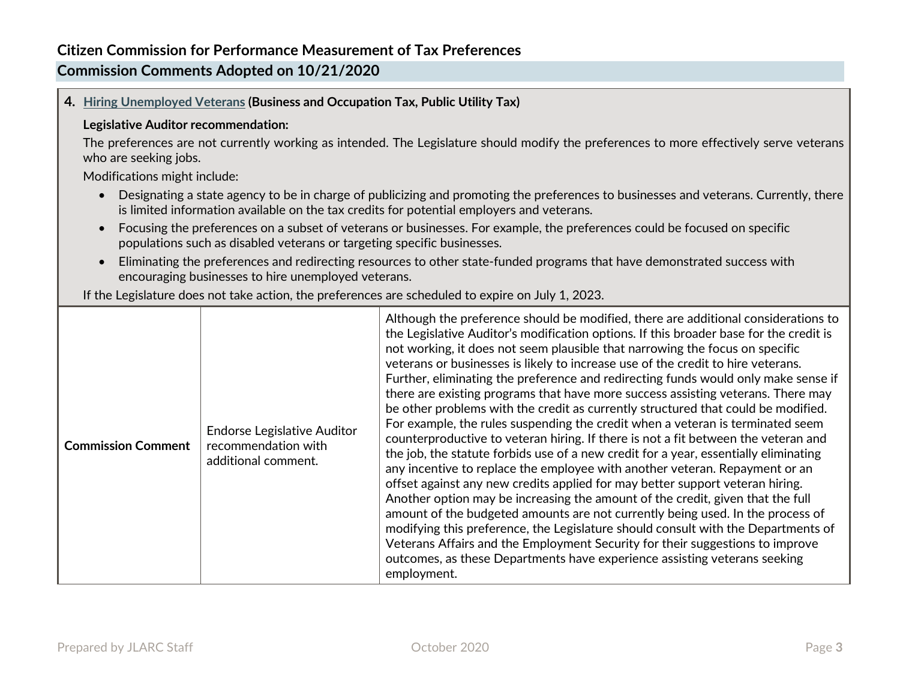## Citizen Commission for Performance Measurement of Tax Preferences

### Commission Comments Adopted on 10/21/2020

**4. Hiring Unemployed Veterans (Business and Occupation Tax, Public Utility Tax)**

**Legislative Auditor recommendation:**

The preferences are not currently working as intended. The Legislature should modify the preferences to more effectively serve veterans who are seeking jobs.

Modifications might include:

- Designating a state agency to be in charge of publicizing and promoting the preferences to businesses and veterans. Currently, there is limited information available on the tax credits for potential employers and veterans.
- Focusing the preferences on a subset of veterans or businesses. For example, the preferences could be focused on specific populations such as disabled veterans or targeting specific businesses.
- Eliminating the preferences and redirecting resources to other state-funded programs that have demonstrated success with encouraging businesses to hire unemployed veterans.

If the Legislature does not take action, the preferences are scheduled to expire on July 1, 2023.

| | | |
|---|---|---|
| **Commission Comment** | Endorse Legislative Auditor recommendation with additional comment. | Although the preference should be modified, there are additional considerations to the Legislative Auditor's modification options. If this broader base for the credit is not working, it does not seem plausible that narrowing the focus on specific veterans or businesses is likely to increase use of the credit to hire veterans. Further, eliminating the preference and redirecting funds would only make sense if there are existing programs that have more success assisting veterans. There may be other problems with the credit as currently structured that could be modified. For example, the rules suspending the credit when a veteran is terminated seem counterproductive to veteran hiring. If there is not a fit between the veteran and the job, the statute forbids use of a new credit for a year, essentially eliminating any incentive to replace the employee with another veteran. Repayment or an offset against any new credits applied for may better support veteran hiring. Another option may be increasing the amount of the credit, given that the full amount of the budgeted amounts are not currently being used. In the process of modifying this preference, the Legislature should consult with the Departments of Veterans Affairs and the Employment Security for their suggestions to improve outcomes, as these Departments have experience assisting veterans seeking employment. |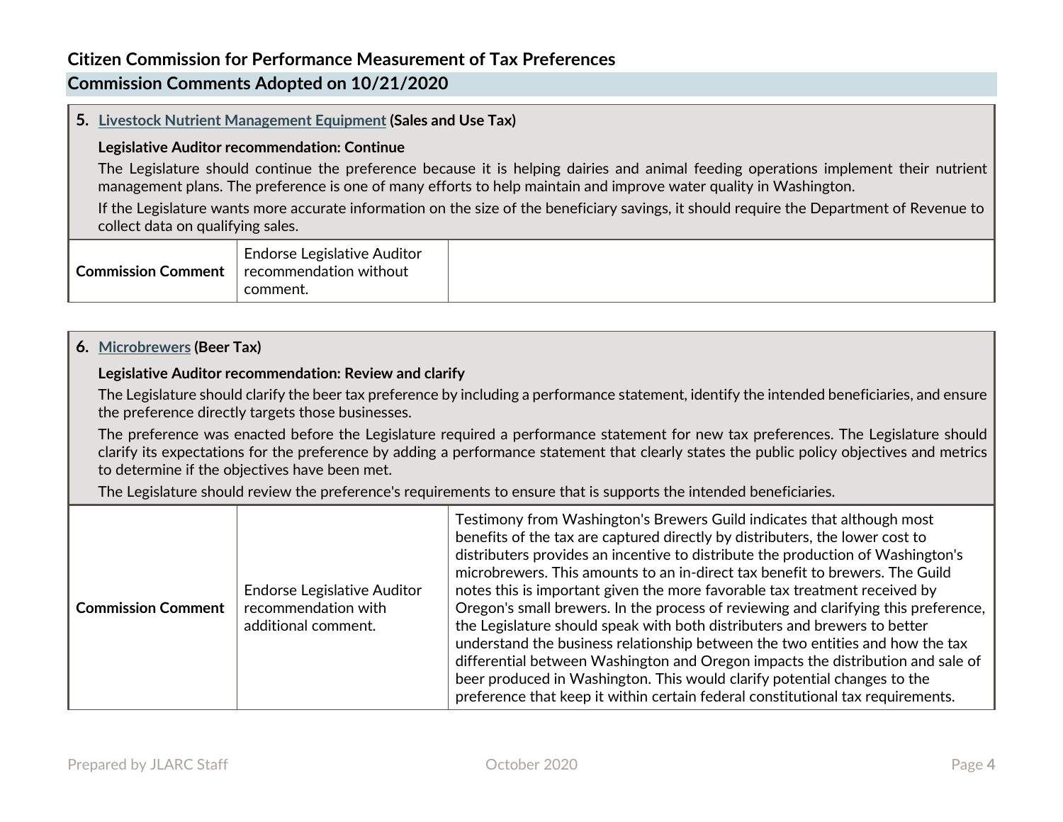# Citizen Commission for Performance Measurement of Tax Preferences

## Commission Comments Adopted on 10/21/2020

### 5. Livestock Nutrient Management Equipment (Sales and Use Tax)

**Legislative Auditor recommendation: Continue**

The Legislature should continue the preference because it is helping dairies and animal feeding operations implement their nutrient management plans. The preference is one of many efforts to help maintain and improve water quality in Washington.

If the Legislature wants more accurate information on the size of the beneficiary savings, it should require the Department of Revenue to collect data on qualifying sales.

| | | |
|---|---|---|
| **Commission Comment** | Endorse Legislative Auditor recommendation without comment. | |

### 6. Microbrewers (Beer Tax)

**Legislative Auditor recommendation: Review and clarify**

The Legislature should clarify the beer tax preference by including a performance statement, identify the intended beneficiaries, and ensure the preference directly targets those businesses.

The preference was enacted before the Legislature required a performance statement for new tax preferences. The Legislature should clarify its expectations for the preference by adding a performance statement that clearly states the public policy objectives and metrics to determine if the objectives have been met.

The Legislature should review the preference's requirements to ensure that is supports the intended beneficiaries.

| | | |
|---|---|---|
| **Commission Comment** | Endorse Legislative Auditor recommendation with additional comment. | Testimony from Washington's Brewers Guild indicates that although most benefits of the tax are captured directly by distributers, the lower cost to distributers provides an incentive to distribute the production of Washington's microbrewers. This amounts to an in-direct tax benefit to brewers. The Guild notes this is important given the more favorable tax treatment received by Oregon's small brewers. In the process of reviewing and clarifying this preference, the Legislature should speak with both distributers and brewers to better understand the business relationship between the two entities and how the tax differential between Washington and Oregon impacts the distribution and sale of beer produced in Washington. This would clarify potential changes to the preference that keep it within certain federal constitutional tax requirements. |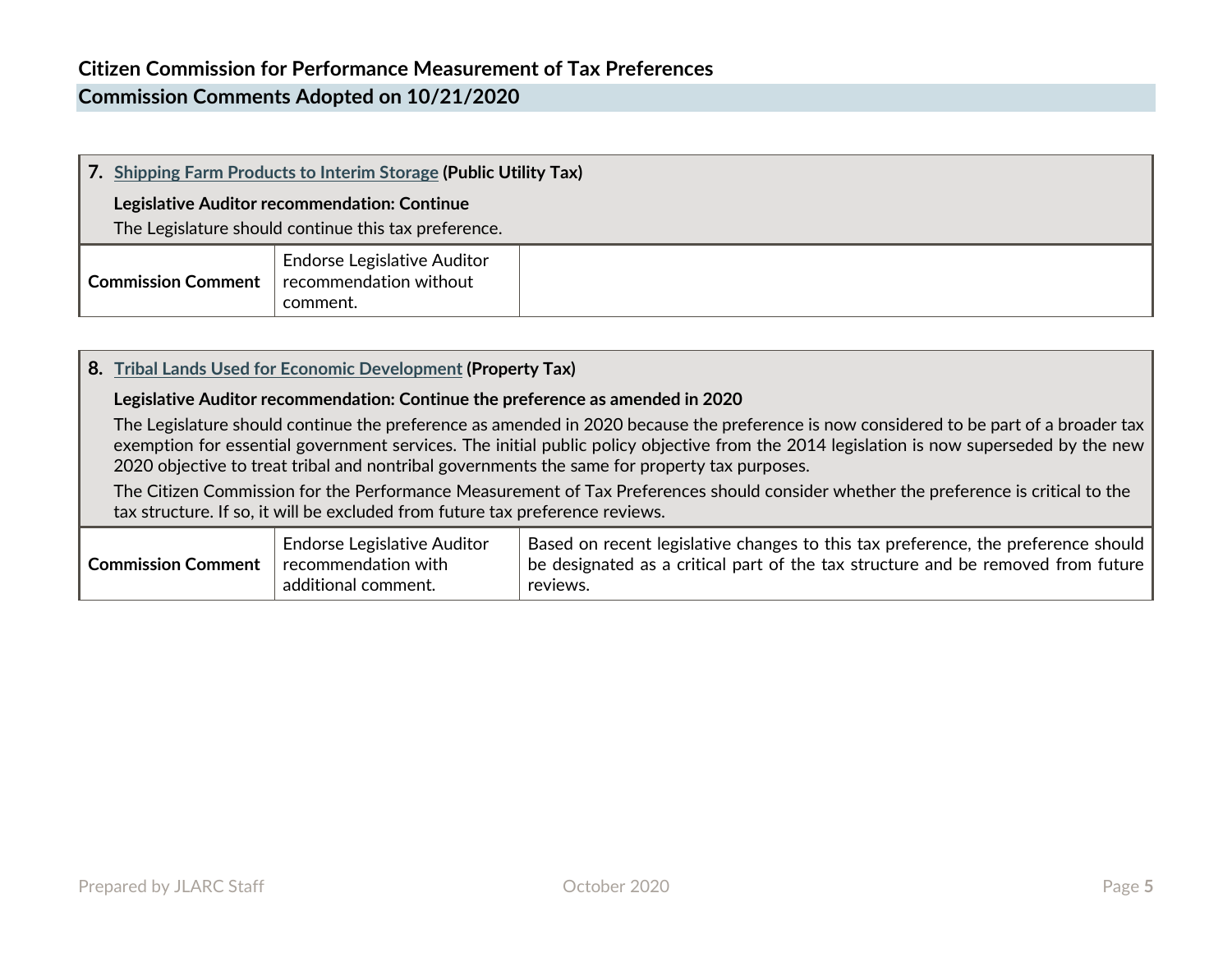**Citizen Commission for Performance Measurement of Tax Preferences**

**Commission Comments Adopted on 10/21/2020**

| **7. Shipping Farm Products to Interim Storage (Public Utility Tax)**<br>**Legislative Auditor recommendation: Continue**<br>The Legislature should continue this tax preference. | | |
|---|---|---|
| **Commission Comment** | Endorse Legislative Auditor recommendation without comment. | |

| **8. Tribal Lands Used for Economic Development (Property Tax)**<br>**Legislative Auditor recommendation: Continue the preference as amended in 2020**<br>The Legislature should continue the preference as amended in 2020 because the preference is now considered to be part of a broader tax exemption for essential government services. The initial public policy objective from the 2014 legislation is now superseded by the new 2020 objective to treat tribal and nontribal governments the same for property tax purposes.<br>The Citizen Commission for the Performance Measurement of Tax Preferences should consider whether the preference is critical to the tax structure. If so, it will be excluded from future tax preference reviews. | | |
|---|---|---|
| **Commission Comment** | Endorse Legislative Auditor recommendation with additional comment. | Based on recent legislative changes to this tax preference, the preference should be designated as a critical part of the tax structure and be removed from future reviews. |